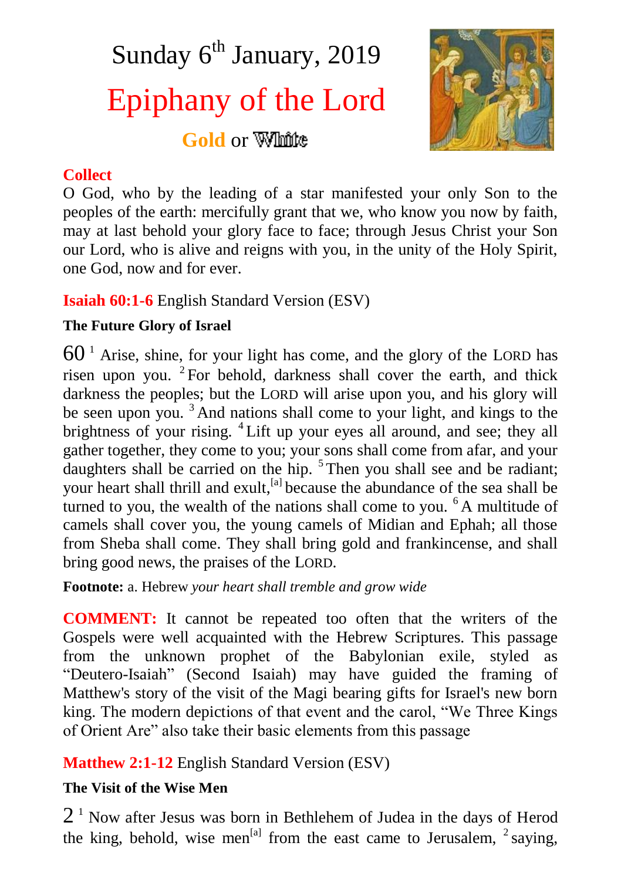# Sunday 6th January, 2019

# Epiphany of the Lord

**Gold** or **White**

**Collect**

O God, who by the leading of a star manifested your only Son to the peoples of the earth: mercifully grant that we, who know you now by faith, may at last behold your glory face to face; through Jesus Christ your Son our Lord, who is alive and reigns with you, in the unity of the Holy Spirit, one God, now and for ever.

**Isaiah 60:1-6** English Standard Version (ESV)

**The Future Glory of Israel**

60 [1] Arise, shine, for your light has come, and the glory of the LORD has risen upon you. [2] For behold, darkness shall cover the earth, and thick darkness the peoples; but the LORD will arise upon you, and his glory will be seen upon you. [3] And nations shall come to your light, and kings to the brightness of your rising. [4] Lift up your eyes all around, and see; they all gather together, they come to you; your sons shall come from afar, and your daughters shall be carried on the hip. [5] Then you shall see and be radiant; your heart shall thrill and exult,[a] because the abundance of the sea shall be turned to you, the wealth of the nations shall come to you. [6] A multitude of camels shall cover you, the young camels of Midian and Ephah; all those from Sheba shall come. They shall bring gold and frankincense, and shall bring good news, the praises of the LORD.

**Footnote:** a. Hebrew *your heart shall tremble and grow wide*

**COMMENT:** It cannot be repeated too often that the writers of the Gospels were well acquainted with the Hebrew Scriptures. This passage from the unknown prophet of the Babylonian exile, styled as "Deutero-Isaiah" (Second Isaiah) may have guided the framing of Matthew's story of the visit of the Magi bearing gifts for Israel's new born king. The modern depictions of that event and the carol, "We Three Kings of Orient Are" also take their basic elements from this passage

**Matthew 2:1-12** English Standard Version (ESV)

**The Visit of the Wise Men**

2 [1] Now after Jesus was born in Bethlehem of Judea in the days of Herod the king, behold, wise men[a] from the east came to Jerusalem, [2] saying,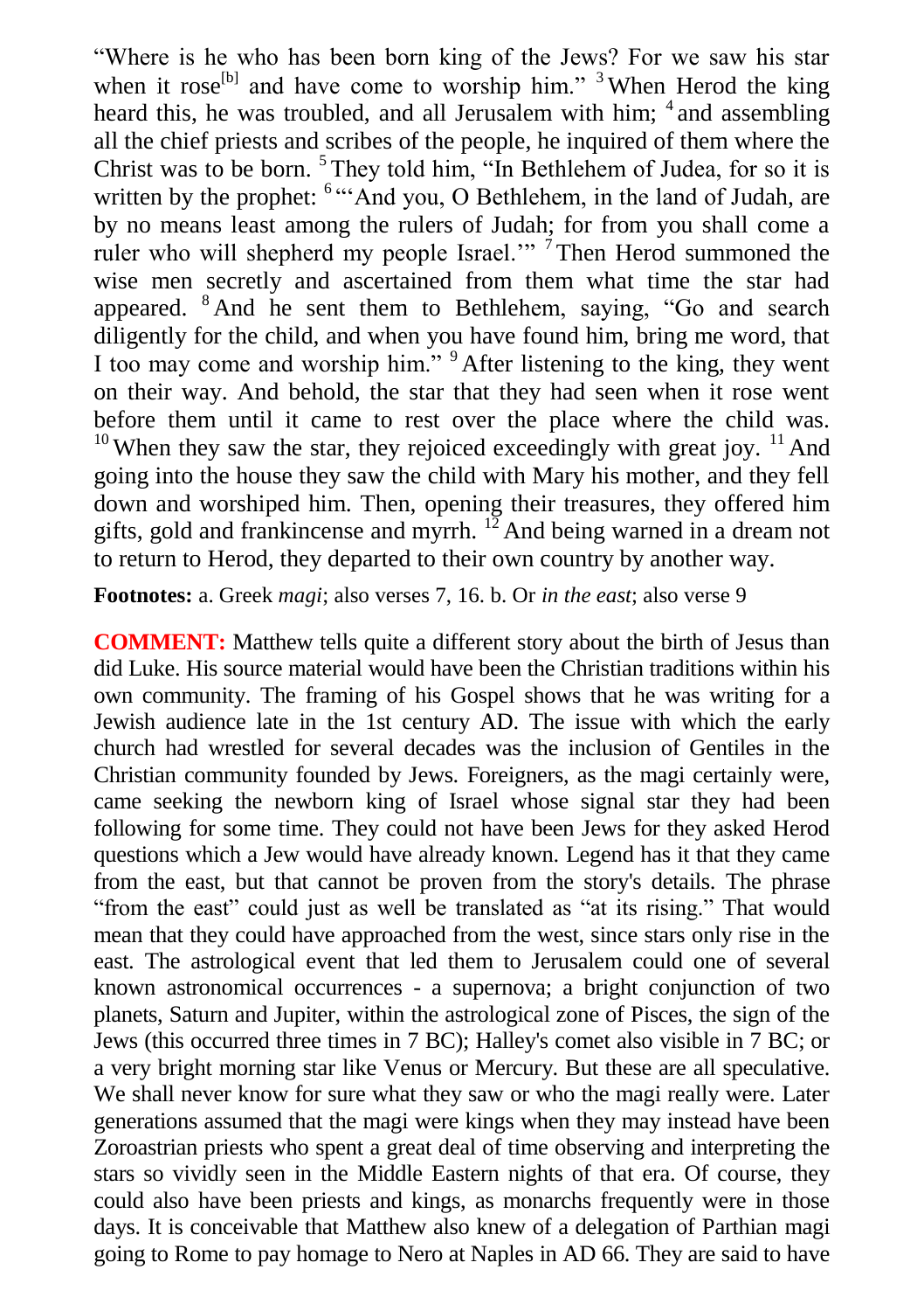"Where is he who has been born king of the Jews? For we saw his star when it rose[b] and have come to worship him." [3] When Herod the king heard this, he was troubled, and all Jerusalem with him; [4] and assembling all the chief priests and scribes of the people, he inquired of them where the Christ was to be born. [5] They told him, "In Bethlehem of Judea, for so it is written by the prophet: [6] "'And you, O Bethlehem, in the land of Judah, are by no means least among the rulers of Judah; for from you shall come a ruler who will shepherd my people Israel.'" [7] Then Herod summoned the wise men secretly and ascertained from them what time the star had appeared. [8] And he sent them to Bethlehem, saying, "Go and search diligently for the child, and when you have found him, bring me word, that I too may come and worship him." [9] After listening to the king, they went on their way. And behold, the star that they had seen when it rose went before them until it came to rest over the place where the child was. [10] When they saw the star, they rejoiced exceedingly with great joy. [11] And going into the house they saw the child with Mary his mother, and they fell down and worshiped him. Then, opening their treasures, they offered him gifts, gold and frankincense and myrrh. [12] And being warned in a dream not to return to Herod, they departed to their own country by another way.

**Footnotes:** a. Greek *magi*; also verses 7, 16. b. Or *in the east*; also verse 9

**COMMENT:** Matthew tells quite a different story about the birth of Jesus than did Luke. His source material would have been the Christian traditions within his own community. The framing of his Gospel shows that he was writing for a Jewish audience late in the 1st century AD. The issue with which the early church had wrestled for several decades was the inclusion of Gentiles in the Christian community founded by Jews. Foreigners, as the magi certainly were, came seeking the newborn king of Israel whose signal star they had been following for some time. They could not have been Jews for they asked Herod questions which a Jew would have already known. Legend has it that they came from the east, but that cannot be proven from the story's details. The phrase "from the east" could just as well be translated as "at its rising." That would mean that they could have approached from the west, since stars only rise in the east. The astrological event that led them to Jerusalem could one of several known astronomical occurrences - a supernova; a bright conjunction of two planets, Saturn and Jupiter, within the astrological zone of Pisces, the sign of the Jews (this occurred three times in 7 BC); Halley's comet also visible in 7 BC; or a very bright morning star like Venus or Mercury. But these are all speculative. We shall never know for sure what they saw or who the magi really were. Later generations assumed that the magi were kings when they may instead have been Zoroastrian priests who spent a great deal of time observing and interpreting the stars so vividly seen in the Middle Eastern nights of that era. Of course, they could also have been priests and kings, as monarchs frequently were in those days. It is conceivable that Matthew also knew of a delegation of Parthian magi going to Rome to pay homage to Nero at Naples in AD 66. They are said to have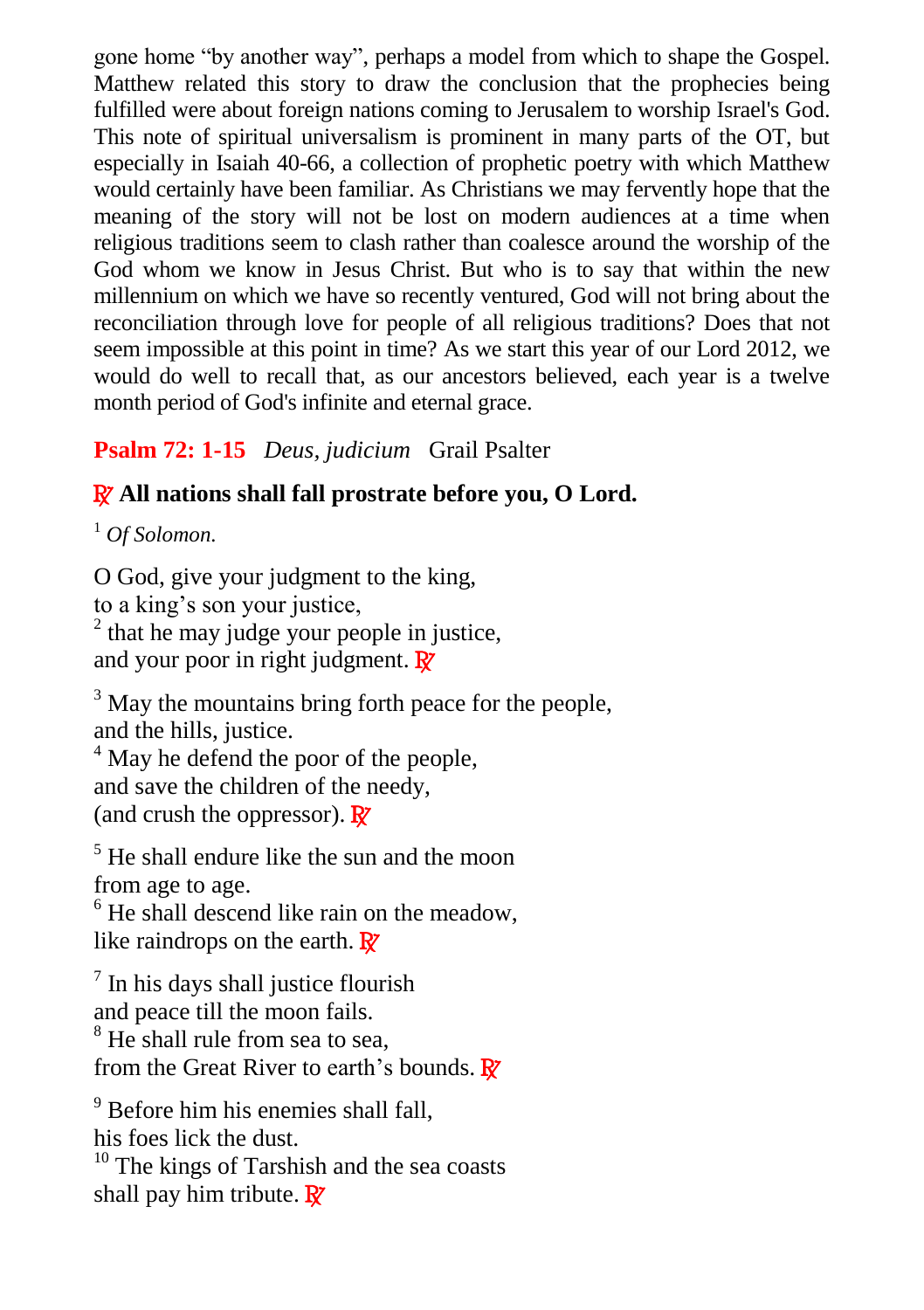gone home "by another way", perhaps a model from which to shape the Gospel. Matthew related this story to draw the conclusion that the prophecies being fulfilled were about foreign nations coming to Jerusalem to worship Israel's God. This note of spiritual universalism is prominent in many parts of the OT, but especially in Isaiah 40-66, a collection of prophetic poetry with which Matthew would certainly have been familiar. As Christians we may fervently hope that the meaning of the story will not be lost on modern audiences at a time when religious traditions seem to clash rather than coalesce around the worship of the God whom we know in Jesus Christ. But who is to say that within the new millennium on which we have so recently ventured, God will not bring about the reconciliation through love for people of all religious traditions? Does that not seem impossible at this point in time? As we start this year of our Lord 2012, we would do well to recall that, as our ancestors believed, each year is a twelve month period of God's infinite and eternal grace.

**Psalm 72: 1-15** *Deus, judicium* Grail Psalter

**℟ All nations shall fall prostrate before you, O Lord.**

[1] *Of Solomon.*

O God, give your judgment to the king,
to a king's son your justice,
[2] that he may judge your people in justice,
and your poor in right judgment. ℟

[3] May the mountains bring forth peace for the people,
and the hills, justice.
[4] May he defend the poor of the people,
and save the children of the needy,
(and crush the oppressor). ℟

[5] He shall endure like the sun and the moon
from age to age.
[6] He shall descend like rain on the meadow,
like raindrops on the earth. ℟

[7] In his days shall justice flourish
and peace till the moon fails.
[8] He shall rule from sea to sea,
from the Great River to earth's bounds. ℟

[9] Before him his enemies shall fall,
his foes lick the dust.
[10] The kings of Tarshish and the sea coasts
shall pay him tribute. ℟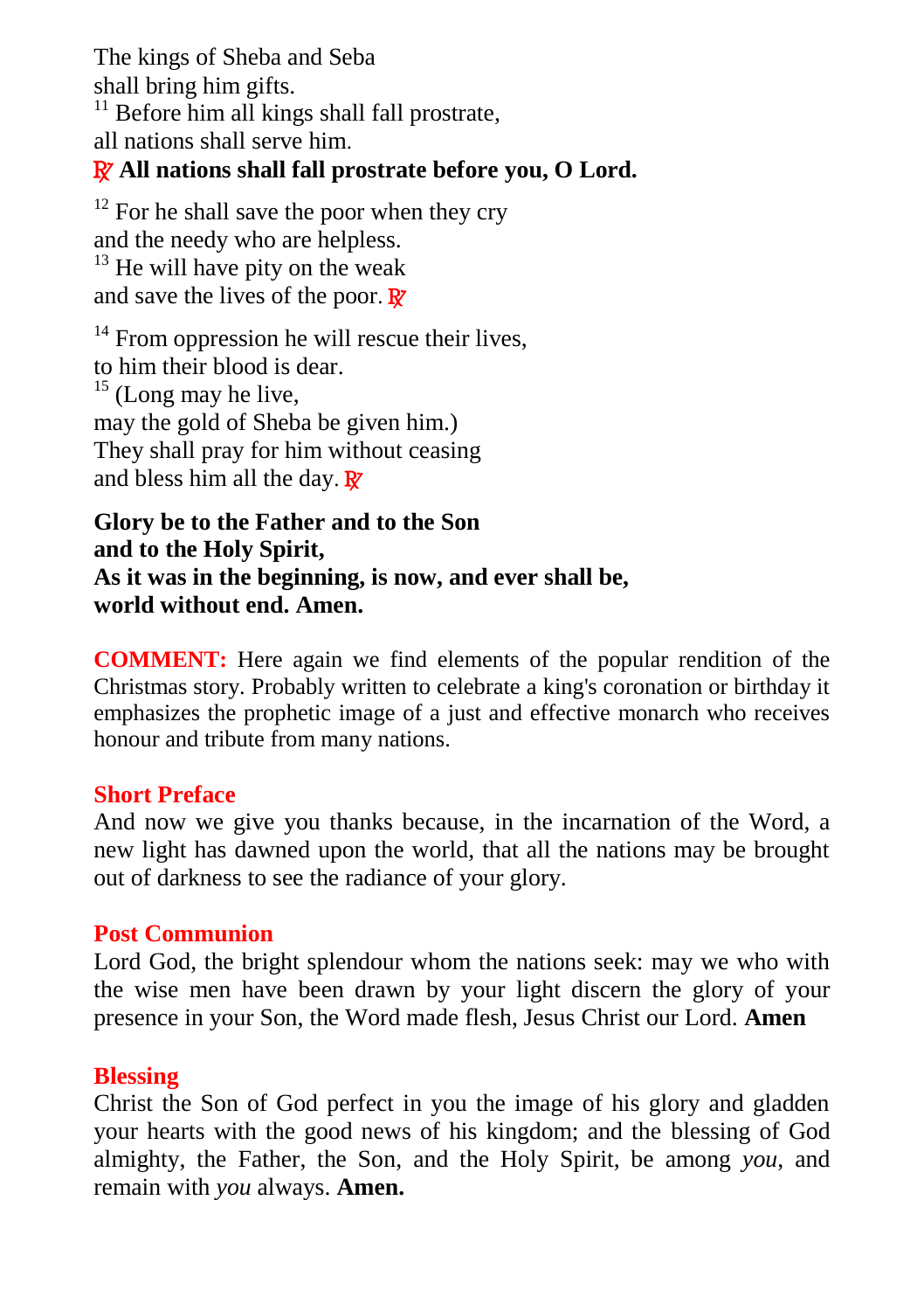The kings of Sheba and Seba
shall bring him gifts.
[11] Before him all kings shall fall prostrate,
all nations shall serve him.
℟ **All nations shall fall prostrate before you, O Lord.**

[12] For he shall save the poor when they cry
and the needy who are helpless.
[13] He will have pity on the weak
and save the lives of the poor. ℟

[14] From oppression he will rescue their lives,
to him their blood is dear.
[15] (Long may he live,
may the gold of Sheba be given him.)
They shall pray for him without ceasing
and bless him all the day. ℟

**Glory be to the Father and to the Son**
**and to the Holy Spirit,**
**As it was in the beginning, is now, and ever shall be,**
**world without end. Amen.**

**COMMENT:** Here again we find elements of the popular rendition of the Christmas story. Probably written to celebrate a king's coronation or birthday it emphasizes the prophetic image of a just and effective monarch who receives honour and tribute from many nations.

## Short Preface

And now we give you thanks because, in the incarnation of the Word, a new light has dawned upon the world, that all the nations may be brought out of darkness to see the radiance of your glory.

## Post Communion

Lord God, the bright splendour whom the nations seek: may we who with the wise men have been drawn by your light discern the glory of your presence in your Son, the Word made flesh, Jesus Christ our Lord. **Amen**

## Blessing

Christ the Son of God perfect in you the image of his glory and gladden your hearts with the good news of his kingdom; and the blessing of God almighty, the Father, the Son, and the Holy Spirit, be among *you*, and remain with *you* always. **Amen.**